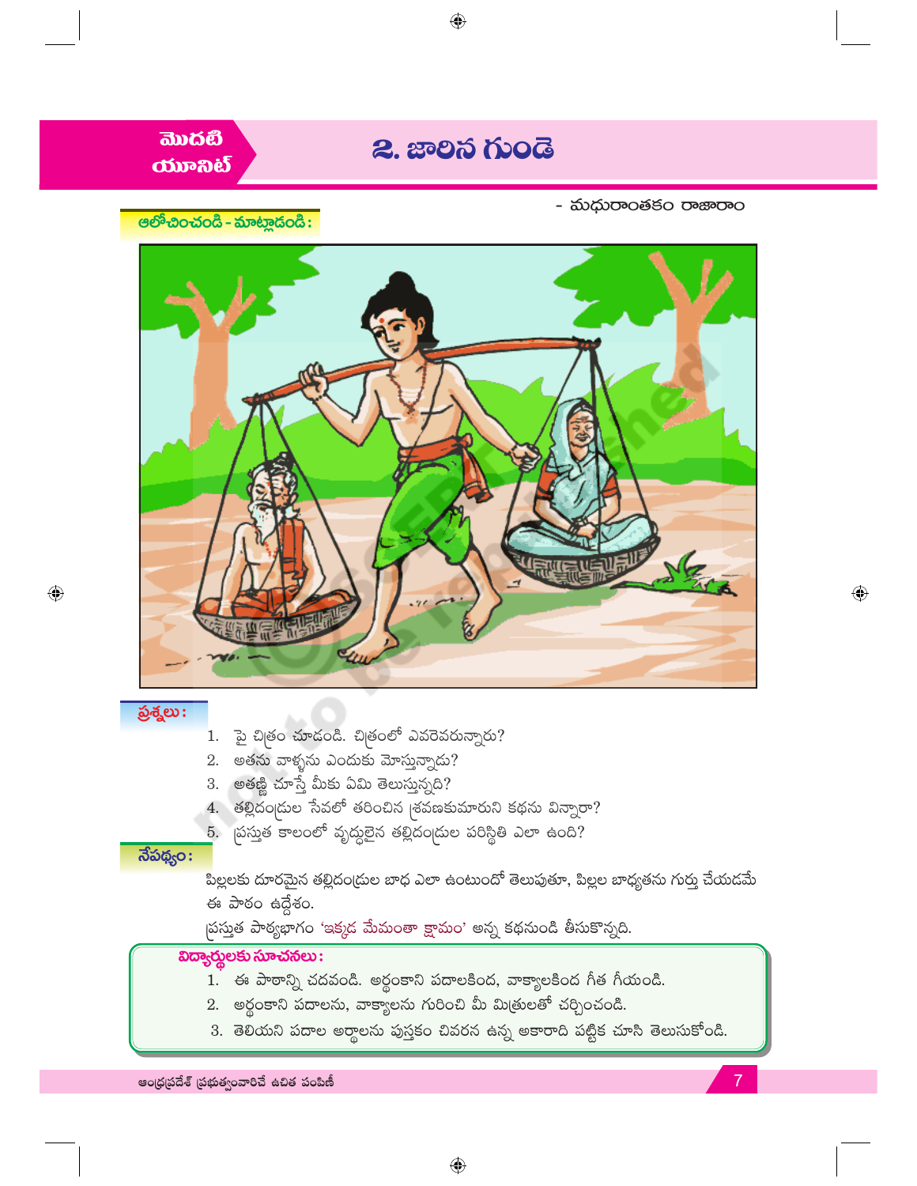మొదటి యూనిట్

# 2. జారిన గుండె

- మధురాంతకం రాజారాం

## ఆలోచించండి - మాట్లాడండి :

**ప్రశ్నలు :**

1. పై చిత్రం చూడండి. చిత్రంలో ఎవరెవరున్నారు?
2. అతను వాళ్ళను ఎందుకు మోస్తున్నాడు?
3. అతణ్ణి చూస్తే మీకు ఏమి తెలుస్తున్నది?
4. తల్లిదండ్రుల సేవలో తరించిన శ్రవణకుమారుని కథను విన్నారా?
5. ప్రస్తుత కాలంలో వృద్ధులైన తల్లిదండ్రుల పరిస్థితి ఎలా ఉంది?

**నేపథ్యం :**

పిల్లలకు దూరమైన తల్లిదండ్రుల బాధ ఎలా ఉంటుందో తెలుపుతూ, పిల్లల బాధ్యతను గుర్తు చేయడమే ఈ పాఠం ఉద్దేశం.

ప్రస్తుత పాఠ్యభాగం 'ఇక్కడ మేమంతా క్షేమం' అన్న కథనుండి తీసుకొన్నది.

**విద్యార్థులకు సూచనలు :**

1. ఈ పాఠాన్ని చదవండి. అర్థంకాని పదాలకింద, వాక్యాలకింద గీత గీయండి.
2. అర్థంకాని పదాలను, వాక్యాలను గురించి మీ మిత్రులతో చర్చించండి.
3. తెలియని పదాల అర్థాలను పుస్తకం చివరన ఉన్న అకారాది పట్టిక చూసి తెలుసుకోండి.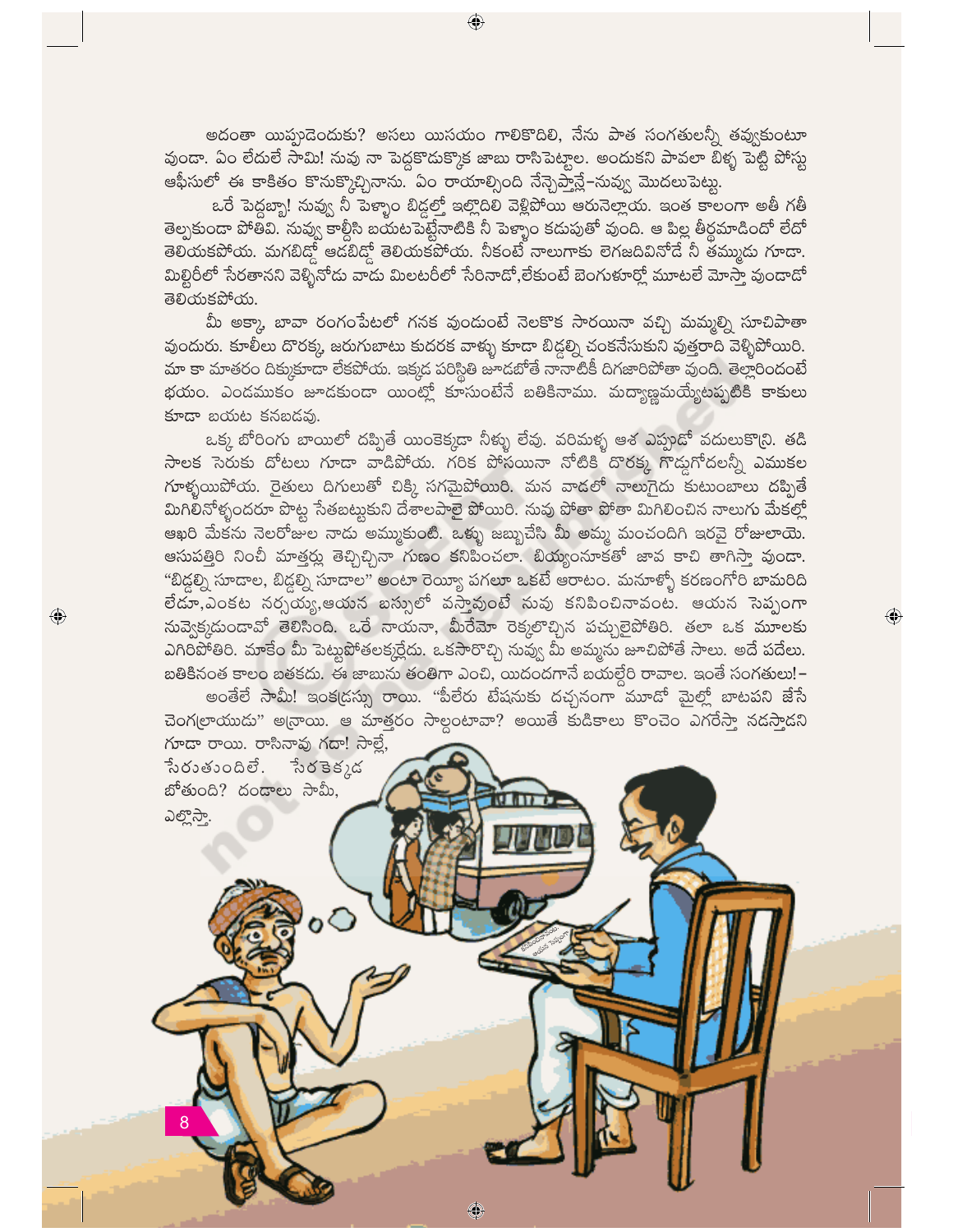అదంతా యిప్పుడెందుకు? అసలు యిసయం గాలికొదిలి, నేను పాత సంగతులన్నీ తవ్వుకుంటూ వుండా. ఏం లేదులే సామి! నువు నా పెద్దకొడుక్కొక జాబు రాసిపెట్టాల. అందుకని పావలా బిళ్ళ పెట్టి పోస్టు ఆఫీసులో ఈ కాకితం కొనుక్కొచ్చినాను. ఏం రాయాల్సింది నేన్సెప్తాన్లే–నువ్వు మొదలుపెట్టు.

ఒరే పెద్దబ్బా! నువ్వు నీ పెళ్ళాం బిడ్డల్తో ఇల్లొదిలి వెళ్లిపోయి ఆరునెల్లాయ. ఇంత కాలంగా అతీ గతీ తెల్పకుండా పోతివి. నువ్వు కాల్దీసి బయటపెట్టేనాటికి నీ పెళ్ళాం కడుపుతో వుంది. ఆ పిల్ల తీర్థమాడిందో లేదో తెలియకపోయ. మగబిడ్డో ఆడబిడ్డో తెలియకపోయ. నీకంటే నాలుగాకు లెగజదివినోడే నీ తమ్ముడు గూడా. మిల్టిరీలో సేరతానని వెళ్ళినోడు వాడు మిలటరీలో సేరినాడో,లేకుంటే బెంగుళూర్లో మూటలే మోస్తా వుండాడో తెలియకపోయ.

మీ అక్కా, బావా రంగంపేటలో గనక వుండుంటే నెలకొక సారయినా వచ్చి మమ్మల్ని సూచిపోతా వుందురు. కూలీలు దొరక్క, జరుగుబాటు కుదరక వాళ్ళు కూడా బిడ్డల్ని చంకనేసుకుని వుత్తరాది వెళ్ళిపోయిరి. మా కా మాతరం దిక్కుకూడా లేకపోయ. ఇక్కడ పరిస్థితి జూడబోతే నానాటికీ దిగజారిపోతా వుంది. తెల్లారిందంటే భయం. ఎండముకం జూడకుండా యింట్లో కూసుంటేనే బతికినాము. మద్యాణ్ణమయ్యేటప్పటికి కాకులు కూడా బయట కనబడవు.

ఒక్క బోరింగు బాయిలో దప్పితే యింకెక్కడా నీళ్ళు లేవు. వరిమళ్ళ ఆశ ఎప్పుడో వదులుకొన్ని. తడి సాలక సెరుకు దోటలు గూడా వాడిపోయ. గరిక పోసయినా నోటికి దొరక్క గొడ్డుగోదలన్నీ ఎముకల గూళ్ళయిపోయ. రైతులు దిగులుతో చిక్కి సగమైపోయిరి. మన వాడలో నాలుగైదు కుటుంబాలు దప్పితే మిగిలినోళ్ళందరూ పొట్ట సేతబట్టుకుని దేశాలపాలై పోయిరి. నువు పోతా పోతా మిగిలించిన నాలుగు మేకల్లో ఆఖరి మేకను నెలరోజుల నాడు అమ్ముకుంటి. ఒళ్ళు జబ్బుచేసి మీ అమ్మ మంచందిగి ఇరవై రోజులాయె. ఆసుపత్తిరి నించీ మాత్తర్లు తెచ్చిచ్చినా గుణం కనిపించలా. బియ్యంనూకతో జావ కాచి తాగిస్తా వుండా. "బిడ్డల్ని సూడాల, బిడ్డల్ని సూడాల" అంటా రెయ్యా పగలూ ఒకటే ఆరాటం. మనూళ్ళో కరణంగోరి బామరిది లేడూ,ఎంకట నర్సయ్య,ఆయన బస్సులో వస్తావుంటే నువు కనిపించినావంట. ఆయన సెప్పంగా నువ్వెక్కడుండావో తెలిసింది. ఒరే నాయనా, మీరేమో రెక్కలొచ్చిన పచ్చులైపోతిరి. తలా ఒక మూలకు ఎగిరిపోతిరి. మాకేం మీ పెట్టుపోతలక్కర్లేదు. ఒకసారొచ్చి నువ్వు మీ అమ్మను జూచిపోతే సాలు. అదే పదేలు. బతికినంత కాలం బతకదు. ఈ జాబును తంతిగా ఎంచి, యిదందగానే బయల్దేరి రావాల. ఇంతే సంగతులు!–

అంతేలే సామీ! ఇంకద్రస్సు రాయి. "పీలేరు టేషనుకు దచ్చినంగా మూడో మైల్లో బాటపని జేసే చెంగల్రాయుడు" అన్రాయి. ఆ మాత్తరం సాల్దంటావా? అయితే కుడికాలు కొంచెం ఎగరేస్తా నడస్తాడని గూడా రాయి. రాసినావు గదా! సాల్లే, సేరుతుందిలే. సేరకెక్కడ బోతుంది? దండాలు సామీ, ఎల్లొస్తా.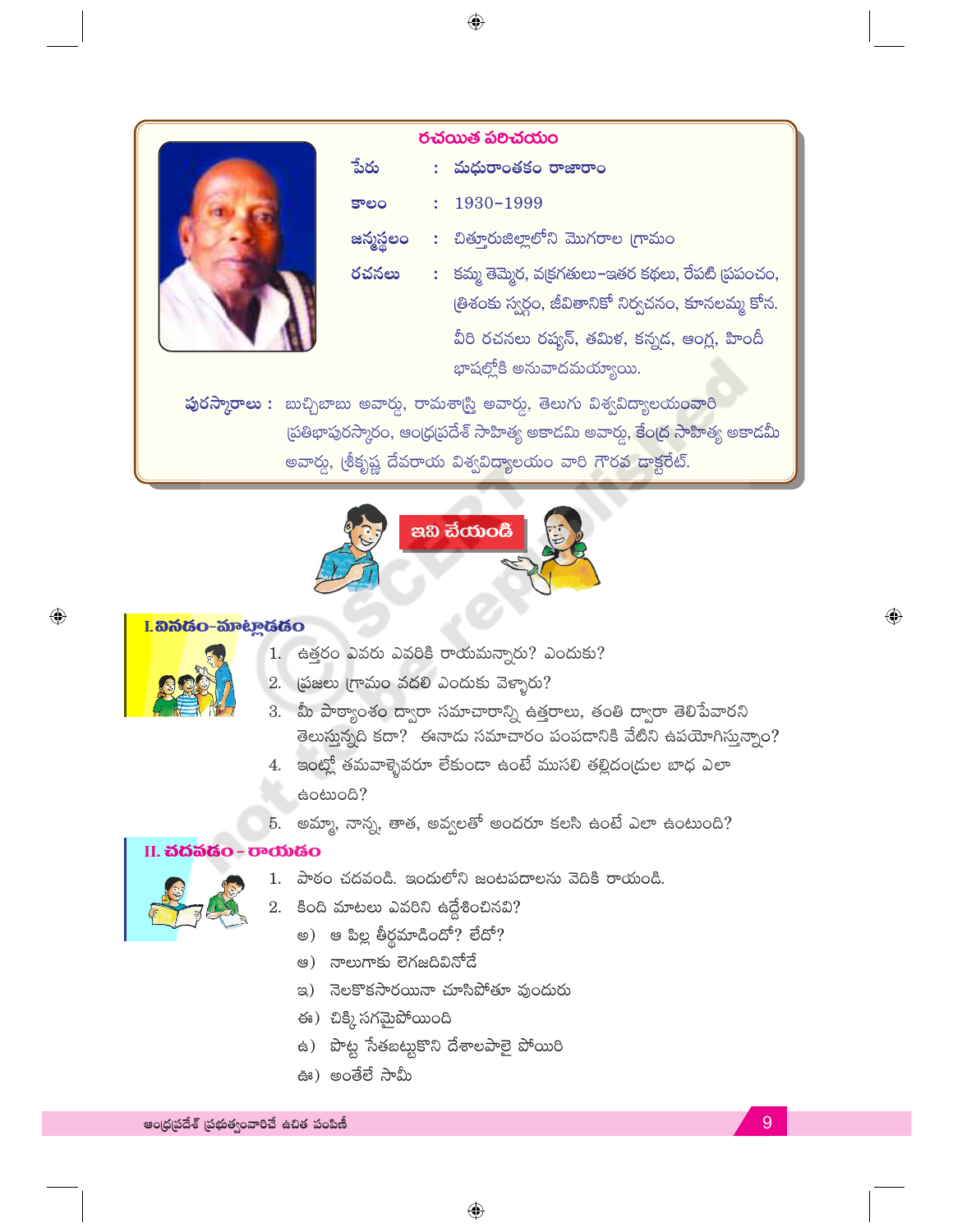## రచయిత పరిచయం

| | | |
|---|---|---|
| పేరు | : | మధురాంతకం రాజారాం |
| కాలం | : | 1930–1999 |
| జన్మస్థలం | : | చిత్తూరుజిల్లాలోని మొగరాల గ్రామం |
| రచనలు | : | కమ్మ తెమ్మెర, వక్రగతులు–ఇతర కథలు, రేపటి ప్రపంచం, త్రిశంకు స్వర్గం, జీవితానికో నిర్వచనం, కూనలమ్మ కోన. వీరి రచనలు రష్యన్, తమిళ, కన్నడ, ఆంగ్ల, హిందీ భాషల్లోకి అనువాదమయ్యాయి. |

**పురస్కారాలు :** బుచ్చిబాబు అవార్డు, రామశాస్త్రి అవార్డు, తెలుగు విశ్వవిద్యాలయంవారి ప్రతిభాపురస్కారం, ఆంధ్రప్రదేశ్ సాహిత్య అకాడమి అవార్డు, కేంద్ర సాహిత్య అకాడమీ అవార్డు, శ్రీకృష్ణ దేవరాయ విశ్వవిద్యాలయం వారి గౌరవ డాక్టరేట్.

## ఇవి చేయండి

### I. వినడం–మాట్లాడడం

1. ఉత్తరం ఎవరు ఎవరికి రాయమన్నారు? ఎందుకు?
2. ప్రజలు గ్రామం వదలి ఎందుకు వెళ్ళారు?
3. మీ పాఠ్యాంశం ద్వారా సమాచారాన్ని ఉత్తరాలు, తంతి ద్వారా తెలిపేవారని తెలుస్తున్నది కదా? ఈనాడు సమాచారం పంపడానికి వేటిని ఉపయోగిస్తున్నాం?
4. ఇంట్లో తమవాళ్ళెవరూ లేకుండా ఉంటే ముసలి తల్లిదండ్రుల బాధ ఎలా ఉంటుంది?
5. అమ్మా, నాన్న, తాత, అవ్వలతో అందరూ కలసి ఉంటే ఎలా ఉంటుంది?

### II. చదవడం – రాయడం

1. పాఠం చదవండి. ఇందులోని జంటపదాలను వెదికి రాయండి.
2. కింది మాటలు ఎవరిని ఉద్దేశించినవి?
   అ) ఆ పిల్ల తీర్థమాడిందో? లేదో?
   ఆ) నాలుగాకు లెగజదివినోడే
   ఇ) నెలకొకసారయినా చూసిపోతూ వుందురు
   ఈ) చిక్కి సగమైపోయింది
   ఉ) పొట్ట సేతబట్టుకొని దేశాలపాలై పోయిరి
   ఊ) అంతేలే సామీ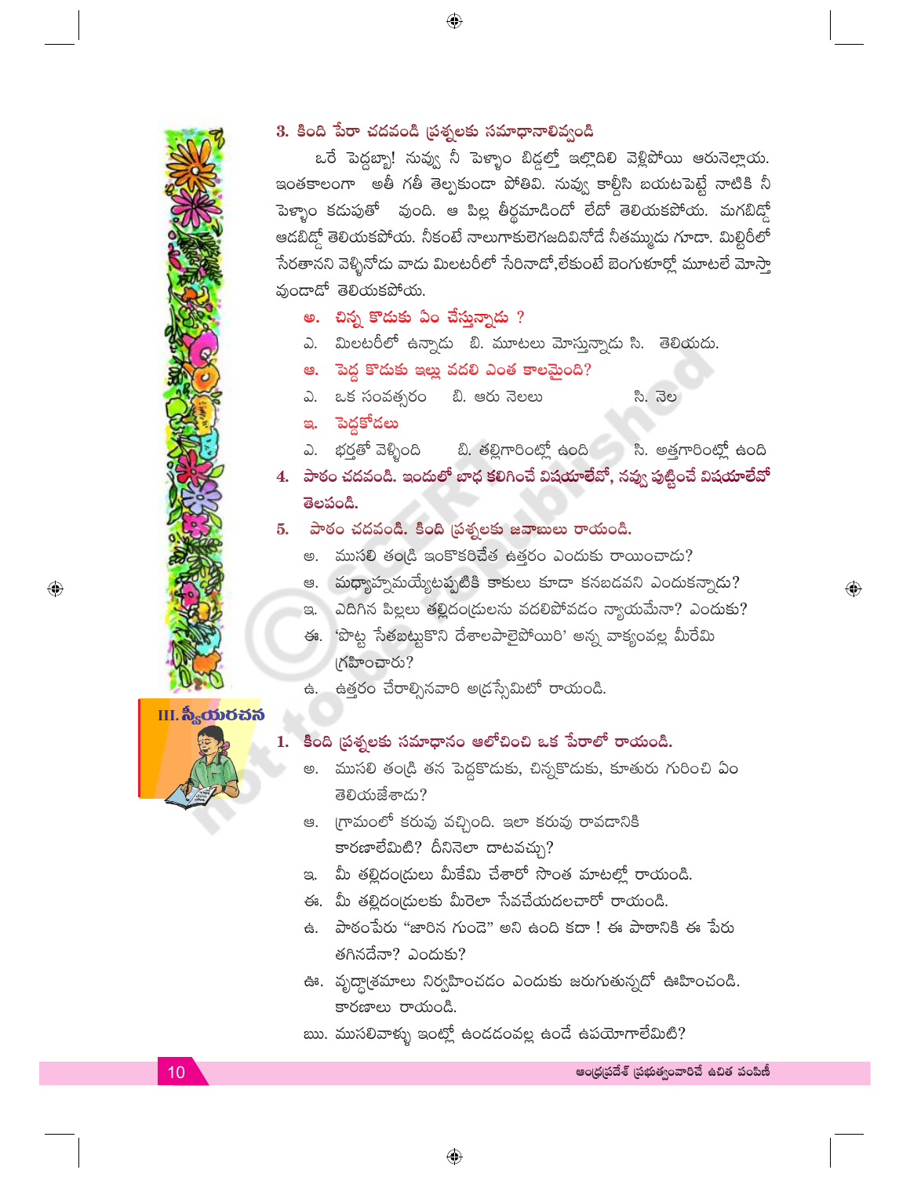**3. కింది పేరా చదవండి ప్రశ్నలకు సమాధానాలివ్వండి**

ఒరే పెద్దబ్బా! నువ్వు నీ పెళ్ళాం బిడ్డల్తో ఇల్లొదిలి వెళ్లిపోయి ఆరునెల్లాయ. ఇంతకాలంగా అతీ గతీ తెల్పకుండా పోతివి. నువ్వు కాల్దీసి బయటపెట్టే నాటికి నీ పెళ్ళాం కడుపుతో వుంది. ఆ పిల్ల తీర్థమాడిందో లేదో తెలియకపోయ. మగబిడ్డో ఆడబిడ్డో తెలియకపోయ. నీకంటే నాలుగాకులెగజదివినోడే నీతమ్ముడు గూడా. మిల్టరీలో సేరతానని వెళ్ళినోడు వాడు మిలటరీలో సేరినాడో,లేకుంటే బెంగుళూర్లో మూటలే మోస్తా వుండాడో తెలియకపోయ.

**అ. చిన్న కొడుకు ఏం చేస్తున్నాడు ?**

ఎ. మిలటరీలో ఉన్నాడు బి. మూటలు మోస్తున్నాడు సి. తెలియదు.

**ఆ. పెద్ద కొడుకు ఇల్లు వదలి ఎంత కాలమైంది?**

ఎ. ఒక సంవత్సరం బి. ఆరు నెలలు సి. నెల

**ఇ. పెద్దకోడలు**

ఎ. భర్తతో వెళ్ళింది బి. తల్లిగారింట్లో ఉంది సి. అత్తగారింట్లో ఉంది

**4. పాఠం చదవండి. ఇందులో బాధ కలిగించే విషయాలేవో, నవ్వు పుట్టించే విషయాలేవో తెలపండి.**

**5. పాఠం చదవండి. కింది ప్రశ్నలకు జవాబులు రాయండి.**

అ. ముసలి తండ్రి ఇంకొకరిచేత ఉత్తరం ఎందుకు రాయించాడు?

ఆ. మధ్యాహ్నమయ్యేటప్పటికి కాకులు కూడా కనబడవని ఎందుకన్నాడు?

ఇ. ఎదిగిన పిల్లలు తల్లిదండ్రులను వదలిపోవడం న్యాయమేనా? ఎందుకు?

ఈ. 'పొట్ట సేతబట్టుకొని దేశాలపాలైపోయిరి' అన్న వాక్యంవల్ల మీరేమి గ్రహించారు?

ఉ. ఉత్తరం చేరాల్సినవారి అడ్రస్సేమిటో రాయండి.

## III. స్వీయరచన

**1. కింది ప్రశ్నలకు సమాధానం ఆలోచించి ఒక పేరాలో రాయండి.**

అ. ముసలి తండ్రి తన పెద్దకొడుకు, చిన్నకొడుకు, కూతురు గురించి ఏం తెలియజేశాడు?

ఆ. గ్రామంలో కరువు వచ్చింది. ఇలా కరువు రావడానికి కారణాలేమిటి? దీనినెలా దాటవచ్చు?

ఇ. మీ తల్లిదండ్రులు మీకేమి చేశారో సొంత మాటల్లో రాయండి.

ఈ. మీ తల్లిదండ్రులకు మీరెలా సేవచేయదలచారో రాయండి.

ఉ. పాఠంపేరు "జారిన గుండె" అని ఉంది కదా ! ఈ పాఠానికి ఈ పేరు తగినదేనా? ఎందుకు?

ఊ. వృద్ధాశ్రమాలు నిర్వహించడం ఎందుకు జరుగుతున్నదో ఊహించండి. కారణాలు రాయండి.

ఋ. ముసలివాళ్ళు ఇంట్లో ఉండడంవల్ల ఉండే ఉపయోగాలేమిటి?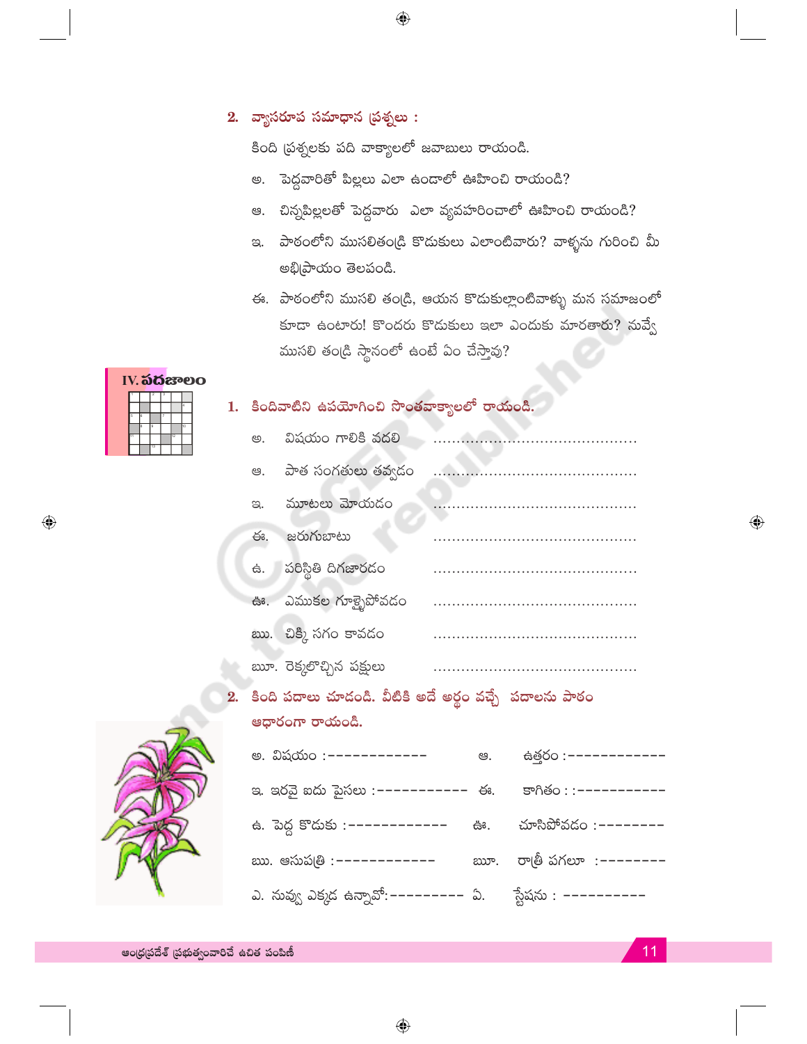**2. వ్యాసరూప సమాధాన ప్రశ్నలు :**

కింది ప్రశ్నలకు పది వాక్యాలలో జవాబులు రాయండి.

అ. పెద్దవారితో పిల్లలు ఎలా ఉండాలో ఊహించి రాయండి?

ఆ. చిన్నపిల్లలతో పెద్దవారు ఎలా వ్యవహరించాలో ఊహించి రాయండి?

ఇ. పాఠంలోని ముసలితండ్రి కొడుకులు ఎలాంటివారు? వాళ్ళను గురించి మీ అభిప్రాయం తెలపండి.

ఈ. పాఠంలోని ముసలి తండ్రి, ఆయన కొడుకుల్లాంటివాళ్ళు మన సమాజంలో కూడా ఉంటారు! కొందరు కొడుకులు ఇలా ఎందుకు మారతారు? నువ్వే ముసలి తండ్రి స్థానంలో ఉంటే ఏం చేస్తావు?

## IV. పదజాలం

**1. కిందివాటిని ఉపయోగించి సొంతవాక్యాలలో రాయండి.**

అ. విషయం గాలికి వదలి ..........................................

ఆ. పాత సంగతులు తవ్వడం ..........................................

ఇ. మూటలు మోయడం ..........................................

ఈ. జరుగుబాటు ..........................................

ఉ. పరిస్థితి దిగజారడం ..........................................

ఊ. ఎముకల గూళ్ళైపోవడం ..........................................

ఋ. చిక్కి సగం కావడం ..........................................

ౠ. రెక్కలొచ్చిన పక్షులు ..........................................

**2. కింది పదాలు చూడండి. వీటికి అదే అర్థం వచ్చే పదాలను పాఠం ఆధారంగా రాయండి.**

అ. విషయం :------------ ఆ. ఉత్తరం :------------

ఇ. ఇరవై ఐదు పైసలు :----------- ఈ. కాగితం : :-----------

ఉ. పెద్ద కొడుకు :------------ ఊ. చూసిపోవడం :--------

ఋ. ఆసుపత్రి :------------ ౠ. రాత్రీ పగలూ :--------

ఎ. నువ్వు ఎక్కడ ఉన్నావో:---------- ఏ. స్టేషను : ----------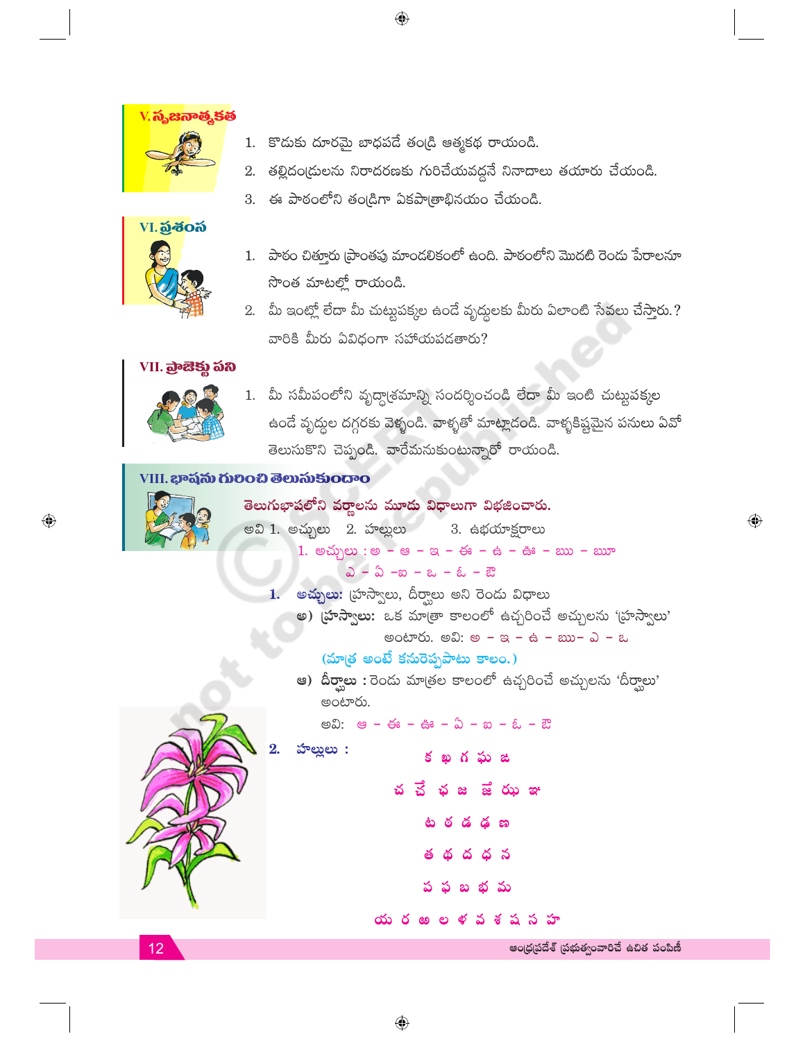## V. సృజనాత్మకత

1. కొడుకు దూరమై బాధపడే తండ్రి ఆత్మకథ రాయండి.
2. తల్లిదండ్రులను నిరాదరణకు గురిచేయవద్దనే నినాదాలు తయారు చేయండి.
3. ఈ పాఠంలోని తండ్రిగా ఏకపాత్రాభినయం చేయండి.

## VI. ప్రశంస

1. పాఠం చిత్తూరు ప్రాంతపు మాండలికంలో ఉంది. పాఠంలోని మొదటి రెండు పేరాలనూ సొంత మాటల్లో రాయండి.
2. మీ ఇంట్లో లేదా మీ చుట్టుపక్కల ఉండే వృద్ధులకు మీరు ఏలాంటి సేవలు చేస్తారు.? వారికి మీరు ఏవిధంగా సహాయపడతారు?

## VII. ప్రాజెక్టు పని

1. మీ సమీపంలోని వృద్ధాశ్రమాన్ని సందర్శించండి లేదా మీ ఇంటి చుట్టుపక్కల ఉండే వృద్ధుల దగ్గరకు వెళ్ళండి. వాళ్ళతో మాట్లాడండి. వాళ్ళకిష్టమైన పనులు ఏవో తెలుసుకొని చెప్పండి. వారేమనుకుంటున్నారో రాయండి.

## VIII. భాషను గురించి తెలుసుకుందాం

**తెలుగుభాషలోని వర్ణాలను మూడు విధాలుగా విభజించారు.**

అవి 1. అచ్చులు 2. హల్లులు 3. ఉభయాక్షరాలు

1. అచ్చులు : అ – ఆ – ఇ – ఈ – ఉ – ఊ – ఋ – ౠ
   ఎ – ఏ – ఐ – ఒ – ఓ – ఔ

**1. అచ్చులు:** హ్రస్వాలు, దీర్ఘాలు అని రెండు విధాలు

**అ) హ్రస్వాలు:** ఒక మాత్రా కాలంలో ఉచ్చరించే అచ్చులను 'హ్రస్వాలు' అంటారు. అవి: అ – ఇ – ఉ – ఋ– ఎ – ఒ

(మాత్ర అంటే కనురెప్పపాటు కాలం.)

**ఆ) దీర్ఘాలు :** రెండు మాత్రల కాలంలో ఉచ్చరించే అచ్చులను 'దీర్ఘాలు' అంటారు.

అవి: ఆ – ఈ – ఊ – ఏ – ఐ – ఓ – ఔ

**2. హల్లులు :**

క ఖ గ ఘ ఙ

చ ౘ ఛ జ ౙ ఝ ఞ

ట ఠ డ ఢ ణ

త థ ద ధ న

ప ఫ బ భ మ

య ర ఱ ల ళ వ శ ష స హ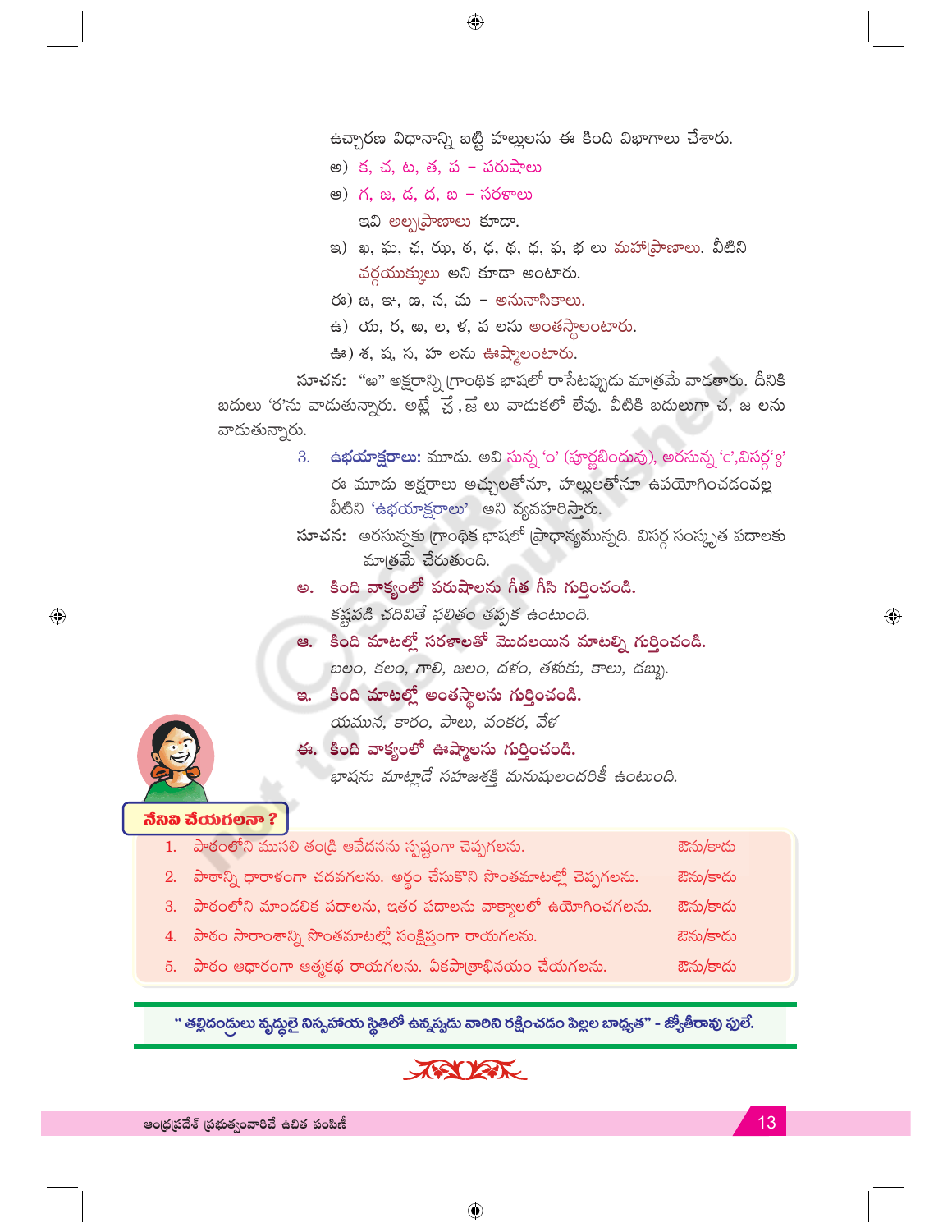ఉచ్చారణ విధానాన్ని బట్టి హల్లులను ఈ కింది విభాగాలు చేశారు.

అ) క, చ, ట, త, ప – పరుషాలు

ఆ) గ, జ, డ, ద, బ – సరళాలు

ఇవి అల్పప్రాణాలు కూడా.

ఇ) ఖ, ఘ, ఛ, ఝ, ఠ, ఢ, థ, ధ, ఫ, భ లు మహాప్రాణాలు. వీటిని వర్గయుక్కులు అని కూడా అంటారు.

ఈ) ఙ, ఞ, ణ, న, మ – అనునాసికాలు.

ఉ) య, ర, ఱ, ల, ళ, వ లను అంతస్థాలంటారు.

ఊ) శ, ష, స, హ లను ఊష్మాలంటారు.

**సూచన:** "ఱ" అక్షరాన్ని గ్రాంథిక భాషలో రాసేటప్పుడు మాత్రమే వాడతారు. దీనికి బదులు 'ర'ను వాడుతున్నారు. అట్లే చ, జ లు వాడుకలో లేవు. వీటికి బదులుగా చ, జ లను వాడుతున్నారు.

3. **ఉభయాక్షరాలు:** మూడు. అవి సున్న 'ం' (పూర్ణబిందువు), అరసున్న 'ఁ',విసర్గ'ః'
ఈ మూడు అక్షరాలు అచ్చులతోనూ, హల్లులతోనూ ఉపయోగించడంవల్ల వీటిని 'ఉభయాక్షరాలు' అని వ్యవహరిస్తారు.

**సూచన:** అరసున్నకు గ్రాంథిక భాషలో ప్రాధాన్యమున్నది. విసర్గ సంస్కృత పదాలకు మాత్రమే చేరుతుంది.

**అ. కింది వాక్యంలో పరుషాలను గీత గీసి గుర్తించండి.**

*కష్టపడి చదివితే ఫలితం తప్పక ఉంటుంది.*

**ఆ. కింది మాటల్లో సరళాలతో మొదలయిన మాటల్ని గుర్తించండి.**

*బలం, కలం, గాలి, జలం, దళం, తళుకు, కాలు, డబ్బు.*

**ఇ. కింది మాటల్లో అంతస్థాలను గుర్తించండి.**

*యమున, కారం, పాలు, వంకర, వేళ*

**ఈ. కింది వాక్యంలో ఊష్మాలను గుర్తించండి.**

*భాషను మాట్లాడే సహజశక్తి మనుషులందరికీ ఉంటుంది.*

**నేనివి చేయగలనా ?**

| | | |
|---|---|---|
| 1. | పాఠంలోని ముసలి తండ్రి ఆవేదనను స్పష్టంగా చెప్పగలను. | ఔను/కాదు |
| 2. | పాఠాన్ని ధారాళంగా చదవగలను. అర్థం చేసుకొని సొంతమాటల్లో చెప్పగలను. | ఔను/కాదు |
| 3. | పాఠంలోని మాండలిక పదాలను, ఇతర పదాలను వాక్యాలలో ఉపయోగించగలను. | ఔను/కాదు |
| 4. | పాఠం సారాంశాన్ని సొంతమాటల్లో సంక్షిప్తంగా రాయగలను. | ఔను/కాదు |
| 5. | పాఠం ఆధారంగా ఆత్మకథ రాయగలను. ఏకపాత్రాభినయం చేయగలను. | ఔను/కాదు |

**" తల్లిదండ్రులు వృద్ధులై నిస్సహాయ స్థితిలో ఉన్నప్పుడు వారిని రక్షించడం పిల్లల బాధ్యత" - జ్యోతీరావు పులే.**